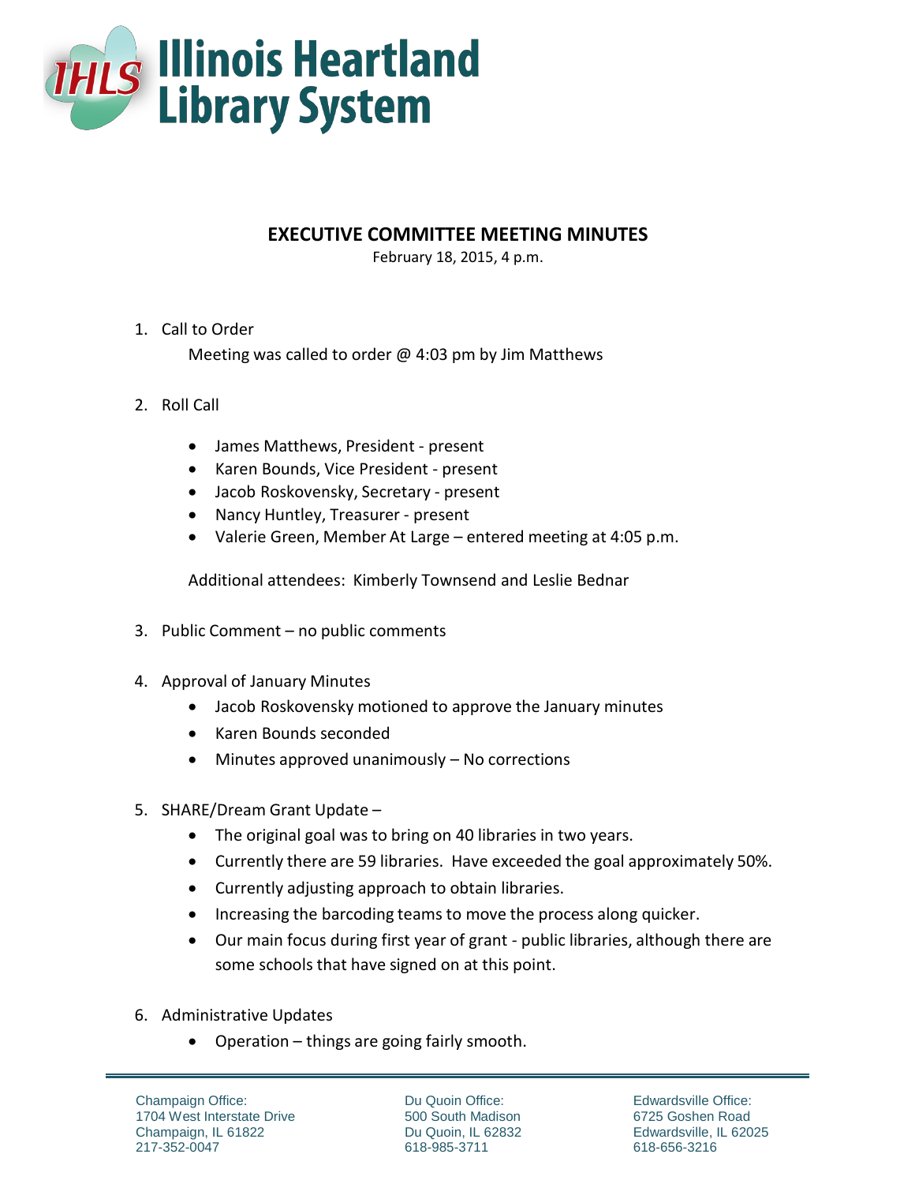Illinois Heartland Library System

# EXECUTIVE COMMITTEE MEETING MINUTES

February 18, 2015, 4 p.m.

1. Call to Order

   Meeting was called to order @ 4:03 pm by Jim Matthews

2. Roll Call

   - James Matthews, President - present
   - Karen Bounds, Vice President - present
   - Jacob Roskovensky, Secretary - present
   - Nancy Huntley, Treasurer - present
   - Valerie Green, Member At Large – entered meeting at 4:05 p.m.

   Additional attendees: Kimberly Townsend and Leslie Bednar

3. Public Comment – no public comments

4. Approval of January Minutes
   - Jacob Roskovensky motioned to approve the January minutes
   - Karen Bounds seconded
   - Minutes approved unanimously – No corrections

5. SHARE/Dream Grant Update –
   - The original goal was to bring on 40 libraries in two years.
   - Currently there are 59 libraries. Have exceeded the goal approximately 50%.
   - Currently adjusting approach to obtain libraries.
   - Increasing the barcoding teams to move the process along quicker.
   - Our main focus during first year of grant - public libraries, although there are some schools that have signed on at this point.

6. Administrative Updates
   - Operation – things are going fairly smooth.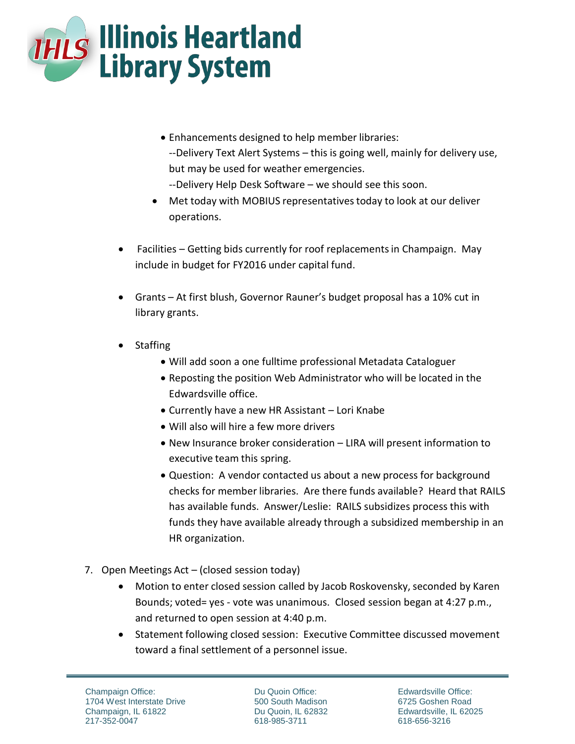- Enhancements designed to help member libraries:
  --Delivery Text Alert Systems – this is going well, mainly for delivery use, but may be used for weather emergencies.
  --Delivery Help Desk Software – we should see this soon.
- Met today with MOBIUS representatives today to look at our deliver operations.

- Facilities – Getting bids currently for roof replacements in Champaign. May include in budget for FY2016 under capital fund.

- Grants – At first blush, Governor Rauner's budget proposal has a 10% cut in library grants.

- Staffing
  - Will add soon a one fulltime professional Metadata Cataloguer
  - Reposting the position Web Administrator who will be located in the Edwardsville office.
  - Currently have a new HR Assistant – Lori Knabe
  - Will also will hire a few more drivers
  - New Insurance broker consideration – LIRA will present information to executive team this spring.
  - Question: A vendor contacted us about a new process for background checks for member libraries. Are there funds available? Heard that RAILS has available funds. Answer/Leslie: RAILS subsidizes process this with funds they have available already through a subsidized membership in an HR organization.

7. Open Meetings Act – (closed session today)
   - Motion to enter closed session called by Jacob Roskovensky, seconded by Karen Bounds; voted= yes - vote was unanimous. Closed session began at 4:27 p.m., and returned to open session at 4:40 p.m.
   - Statement following closed session: Executive Committee discussed movement toward a final settlement of a personnel issue.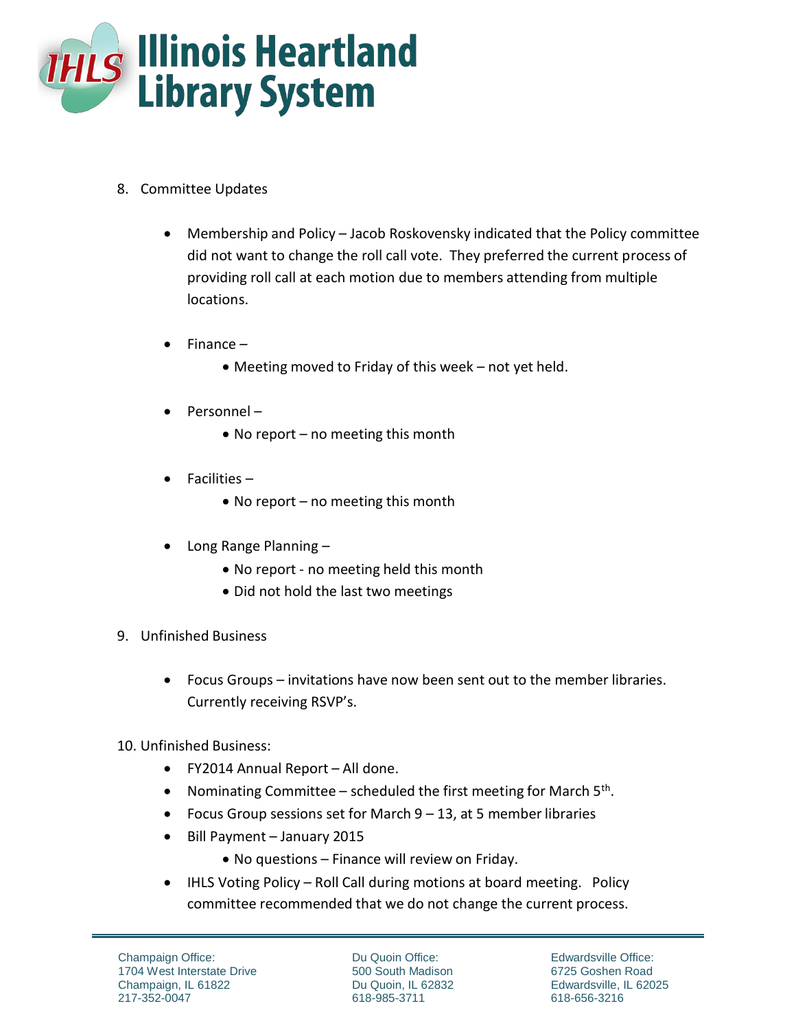8. Committee Updates

   - Membership and Policy – Jacob Roskovensky indicated that the Policy committee did not want to change the roll call vote. They preferred the current process of providing roll call at each motion due to members attending from multiple locations.

   - Finance –
     - Meeting moved to Friday of this week – not yet held.

   - Personnel –
     - No report – no meeting this month

   - Facilities –
     - No report – no meeting this month

   - Long Range Planning –
     - No report - no meeting held this month
     - Did not hold the last two meetings

9. Unfinished Business

   - Focus Groups – invitations have now been sent out to the member libraries. Currently receiving RSVP's.

10. Unfinished Business:
    - FY2014 Annual Report – All done.
    - Nominating Committee – scheduled the first meeting for March 5th.
    - Focus Group sessions set for March 9 – 13, at 5 member libraries
    - Bill Payment – January 2015
      - No questions – Finance will review on Friday.
    - IHLS Voting Policy – Roll Call during motions at board meeting. Policy committee recommended that we do not change the current process.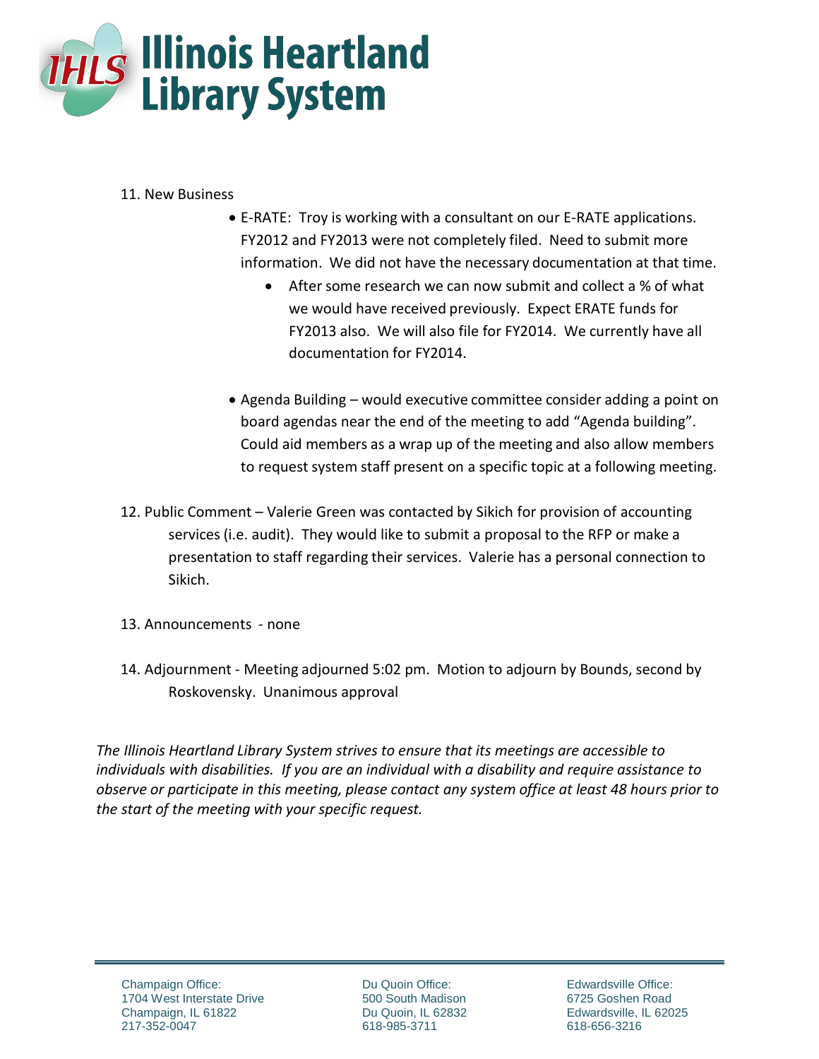11. New Business

- E-RATE: Troy is working with a consultant on our E-RATE applications. FY2012 and FY2013 were not completely filed. Need to submit more information. We did not have the necessary documentation at that time.
    - After some research we can now submit and collect a % of what we would have received previously. Expect ERATE funds for FY2013 also. We will also file for FY2014. We currently have all documentation for FY2014.
- Agenda Building – would executive committee consider adding a point on board agendas near the end of the meeting to add "Agenda building". Could aid members as a wrap up of the meeting and also allow members to request system staff present on a specific topic at a following meeting.

12. Public Comment – Valerie Green was contacted by Sikich for provision of accounting services (i.e. audit). They would like to submit a proposal to the RFP or make a presentation to staff regarding their services. Valerie has a personal connection to Sikich.

13. Announcements - none

14. Adjournment - Meeting adjourned 5:02 pm. Motion to adjourn by Bounds, second by Roskovensky. Unanimous approval

*The Illinois Heartland Library System strives to ensure that its meetings are accessible to individuals with disabilities. If you are an individual with a disability and require assistance to observe or participate in this meeting, please contact any system office at least 48 hours prior to the start of the meeting with your specific request.*